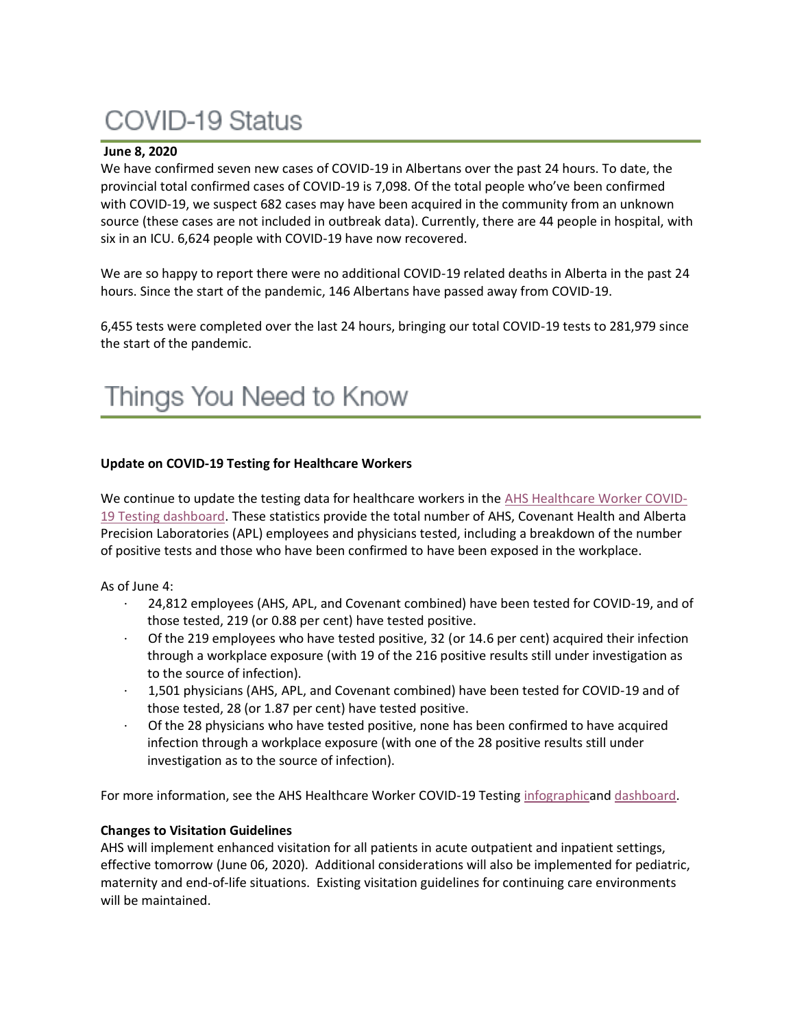# COVID-19 Status

**June 8, 2020**

We have confirmed seven new cases of COVID-19 in Albertans over the past 24 hours. To date, the provincial total confirmed cases of COVID-19 is 7,098. Of the total people who've been confirmed with COVID-19, we suspect 682 cases may have been acquired in the community from an unknown source (these cases are not included in outbreak data). Currently, there are 44 people in hospital, with six in an ICU. 6,624 people with COVID-19 have now recovered.

We are so happy to report there were no additional COVID-19 related deaths in Alberta in the past 24 hours. Since the start of the pandemic, 146 Albertans have passed away from COVID-19.

6,455 tests were completed over the last 24 hours, bringing our total COVID-19 tests to 281,979 since the start of the pandemic.

# Things You Need to Know

**Update on COVID-19 Testing for Healthcare Workers**

We continue to update the testing data for healthcare workers in the AHS Healthcare Worker COVID-19 Testing dashboard. These statistics provide the total number of AHS, Covenant Health and Alberta Precision Laboratories (APL) employees and physicians tested, including a breakdown of the number of positive tests and those who have been confirmed to have been exposed in the workplace.

As of June 4:

- 24,812 employees (AHS, APL, and Covenant combined) have been tested for COVID-19, and of those tested, 219 (or 0.88 per cent) have tested positive.
- Of the 219 employees who have tested positive, 32 (or 14.6 per cent) acquired their infection through a workplace exposure (with 19 of the 216 positive results still under investigation as to the source of infection).
- 1,501 physicians (AHS, APL, and Covenant combined) have been tested for COVID-19 and of those tested, 28 (or 1.87 per cent) have tested positive.
- Of the 28 physicians who have tested positive, none has been confirmed to have acquired infection through a workplace exposure (with one of the 28 positive results still under investigation as to the source of infection).

For more information, see the AHS Healthcare Worker COVID-19 Testing infographicand dashboard.

**Changes to Visitation Guidelines**

AHS will implement enhanced visitation for all patients in acute outpatient and inpatient settings, effective tomorrow (June 06, 2020). Additional considerations will also be implemented for pediatric, maternity and end-of-life situations. Existing visitation guidelines for continuing care environments will be maintained.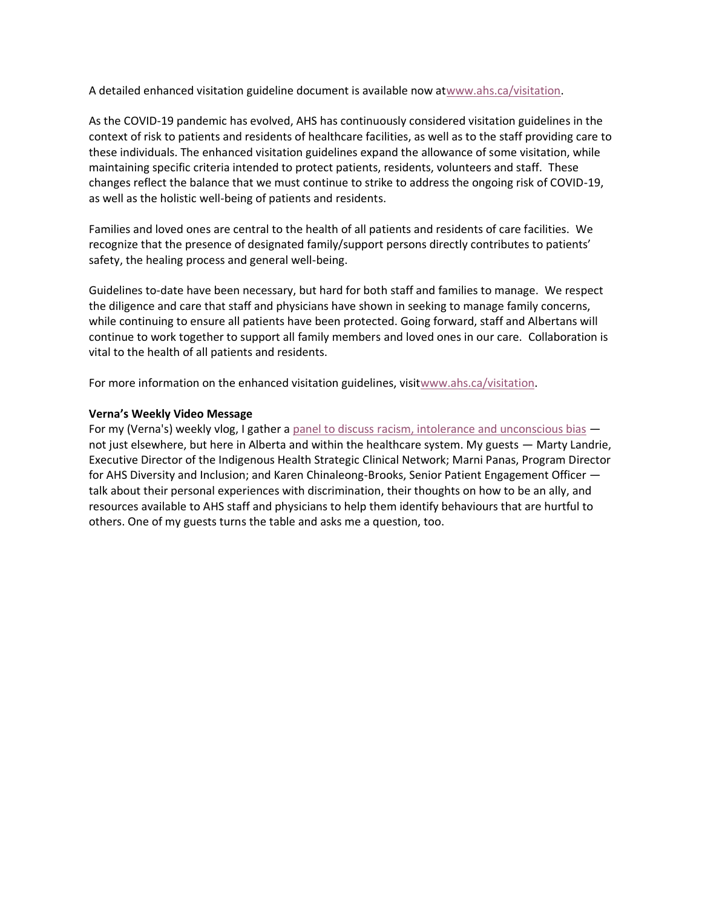A detailed enhanced visitation guideline document is available now atwww.ahs.ca/visitation.

As the COVID-19 pandemic has evolved, AHS has continuously considered visitation guidelines in the context of risk to patients and residents of healthcare facilities, as well as to the staff providing care to these individuals. The enhanced visitation guidelines expand the allowance of some visitation, while maintaining specific criteria intended to protect patients, residents, volunteers and staff. These changes reflect the balance that we must continue to strike to address the ongoing risk of COVID-19, as well as the holistic well-being of patients and residents.

Families and loved ones are central to the health of all patients and residents of care facilities. We recognize that the presence of designated family/support persons directly contributes to patients' safety, the healing process and general well-being.

Guidelines to-date have been necessary, but hard for both staff and families to manage. We respect the diligence and care that staff and physicians have shown in seeking to manage family concerns, while continuing to ensure all patients have been protected. Going forward, staff and Albertans will continue to work together to support all family members and loved ones in our care. Collaboration is vital to the health of all patients and residents.

For more information on the enhanced visitation guidelines, visitwww.ahs.ca/visitation.

**Verna's Weekly Video Message**

For my (Verna's) weekly vlog, I gather a panel to discuss racism, intolerance and unconscious bias — not just elsewhere, but here in Alberta and within the healthcare system. My guests — Marty Landrie, Executive Director of the Indigenous Health Strategic Clinical Network; Marni Panas, Program Director for AHS Diversity and Inclusion; and Karen Chinaleong-Brooks, Senior Patient Engagement Officer — talk about their personal experiences with discrimination, their thoughts on how to be an ally, and resources available to AHS staff and physicians to help them identify behaviours that are hurtful to others. One of my guests turns the table and asks me a question, too.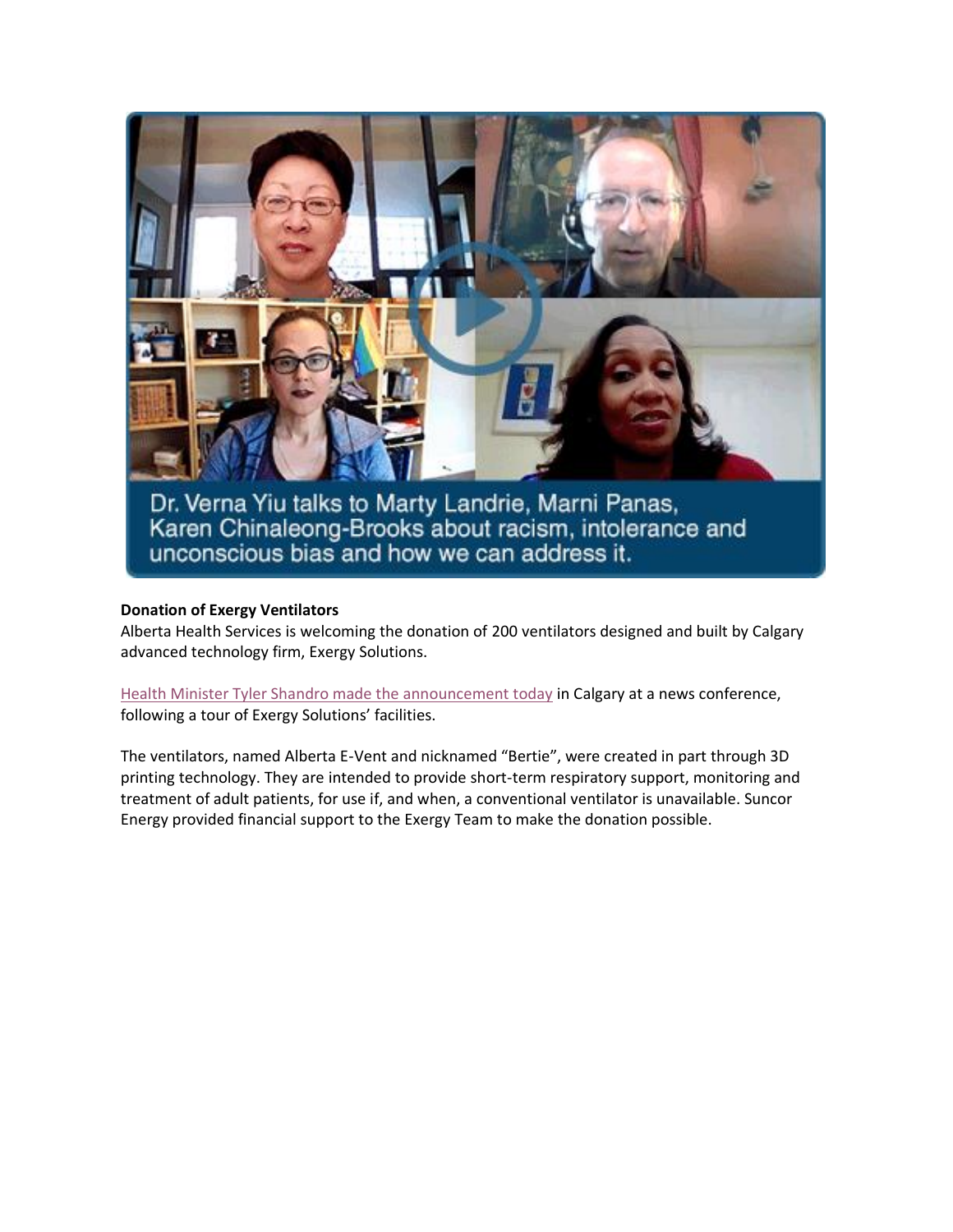Dr. Verna Yiu talks to Marty Landrie, Marni Panas, Karen Chinaleong-Brooks about racism, intolerance and unconscious bias and how we can address it.

**Donation of Exergy Ventilators**

Alberta Health Services is welcoming the donation of 200 ventilators designed and built by Calgary advanced technology firm, Exergy Solutions.

Health Minister Tyler Shandro made the announcement today in Calgary at a news conference, following a tour of Exergy Solutions' facilities.

The ventilators, named Alberta E-Vent and nicknamed "Bertie", were created in part through 3D printing technology. They are intended to provide short-term respiratory support, monitoring and treatment of adult patients, for use if, and when, a conventional ventilator is unavailable. Suncor Energy provided financial support to the Exergy Team to make the donation possible.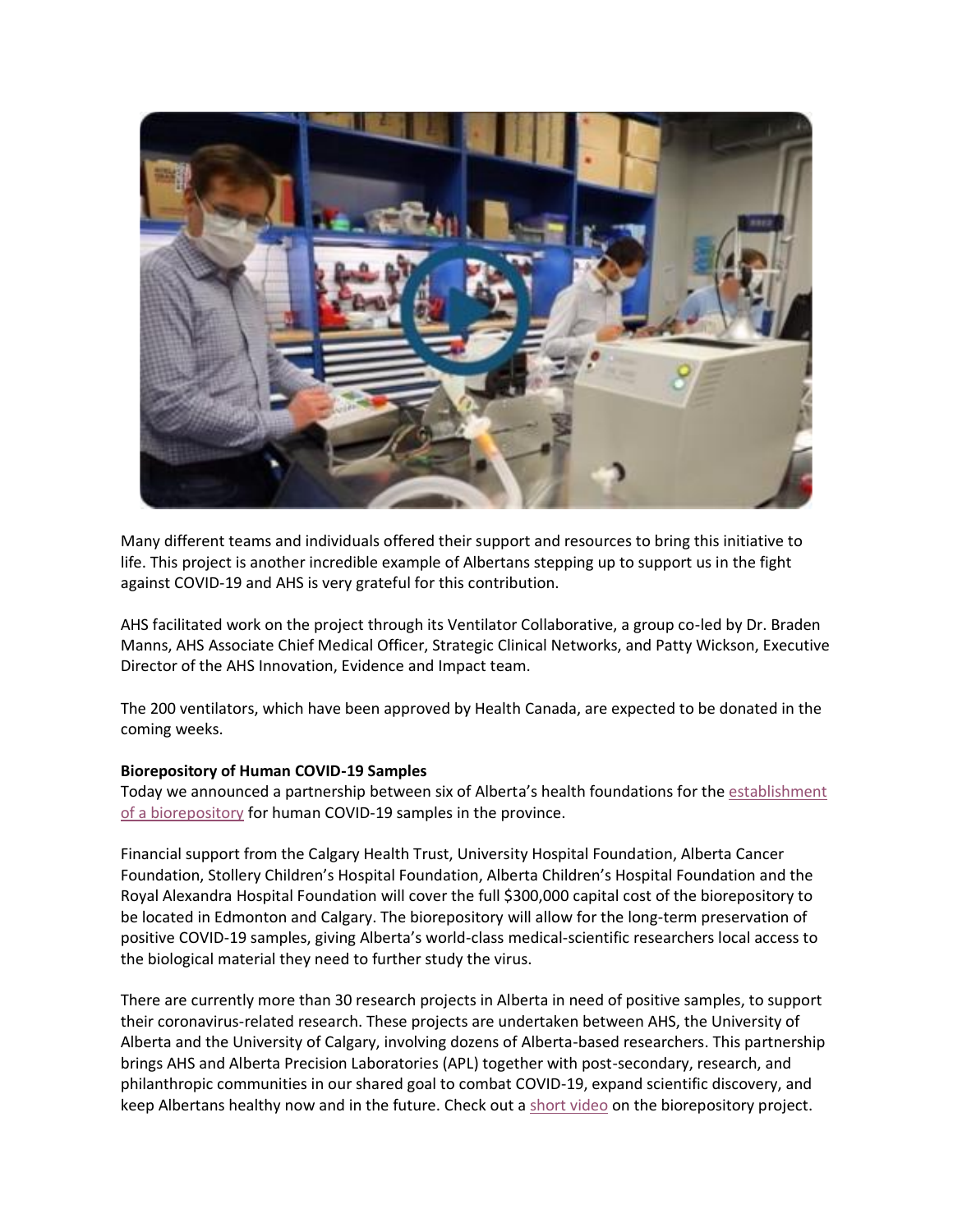Many different teams and individuals offered their support and resources to bring this initiative to life. This project is another incredible example of Albertans stepping up to support us in the fight against COVID-19 and AHS is very grateful for this contribution.

AHS facilitated work on the project through its Ventilator Collaborative, a group co-led by Dr. Braden Manns, AHS Associate Chief Medical Officer, Strategic Clinical Networks, and Patty Wickson, Executive Director of the AHS Innovation, Evidence and Impact team.

The 200 ventilators, which have been approved by Health Canada, are expected to be donated in the coming weeks.

**Biorepository of Human COVID-19 Samples**

Today we announced a partnership between six of Alberta's health foundations for the establishment of a biorepository for human COVID-19 samples in the province.

Financial support from the Calgary Health Trust, University Hospital Foundation, Alberta Cancer Foundation, Stollery Children's Hospital Foundation, Alberta Children's Hospital Foundation and the Royal Alexandra Hospital Foundation will cover the full $300,000 capital cost of the biorepository to be located in Edmonton and Calgary. The biorepository will allow for the long-term preservation of positive COVID-19 samples, giving Alberta's world-class medical-scientific researchers local access to the biological material they need to further study the virus.

There are currently more than 30 research projects in Alberta in need of positive samples, to support their coronavirus-related research. These projects are undertaken between AHS, the University of Alberta and the University of Calgary, involving dozens of Alberta-based researchers. This partnership brings AHS and Alberta Precision Laboratories (APL) together with post-secondary, research, and philanthropic communities in our shared goal to combat COVID-19, expand scientific discovery, and keep Albertans healthy now and in the future. Check out a short video on the biorepository project.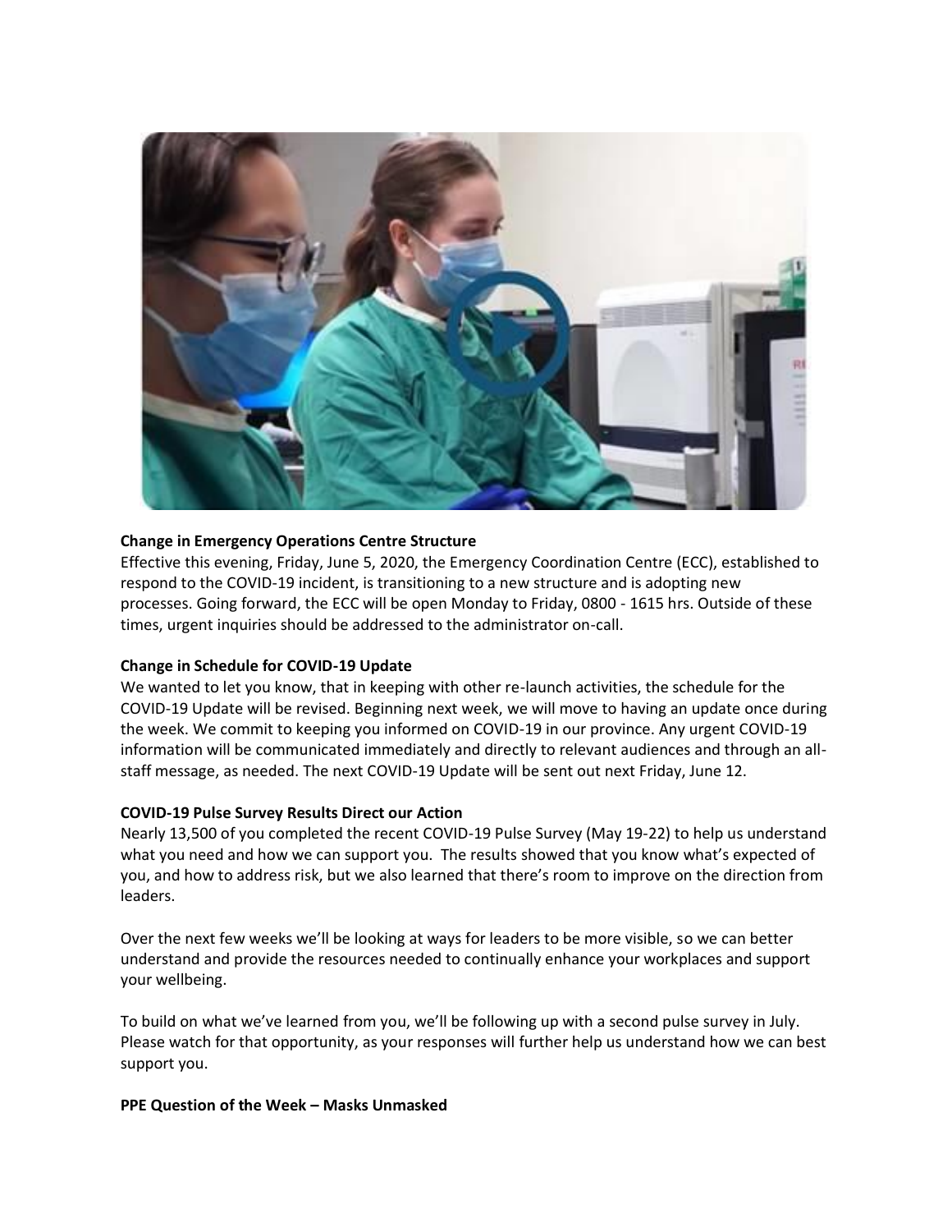**Change in Emergency Operations Centre Structure**

Effective this evening, Friday, June 5, 2020, the Emergency Coordination Centre (ECC), established to respond to the COVID-19 incident, is transitioning to a new structure and is adopting new processes. Going forward, the ECC will be open Monday to Friday, 0800 - 1615 hrs. Outside of these times, urgent inquiries should be addressed to the administrator on-call.

**Change in Schedule for COVID-19 Update**

We wanted to let you know, that in keeping with other re-launch activities, the schedule for the COVID-19 Update will be revised. Beginning next week, we will move to having an update once during the week. We commit to keeping you informed on COVID-19 in our province. Any urgent COVID-19 information will be communicated immediately and directly to relevant audiences and through an all-staff message, as needed. The next COVID-19 Update will be sent out next Friday, June 12.

**COVID-19 Pulse Survey Results Direct our Action**

Nearly 13,500 of you completed the recent COVID-19 Pulse Survey (May 19-22) to help us understand what you need and how we can support you. The results showed that you know what's expected of you, and how to address risk, but we also learned that there's room to improve on the direction from leaders.

Over the next few weeks we'll be looking at ways for leaders to be more visible, so we can better understand and provide the resources needed to continually enhance your workplaces and support your wellbeing.

To build on what we've learned from you, we'll be following up with a second pulse survey in July. Please watch for that opportunity, as your responses will further help us understand how we can best support you.

**PPE Question of the Week – Masks Unmasked**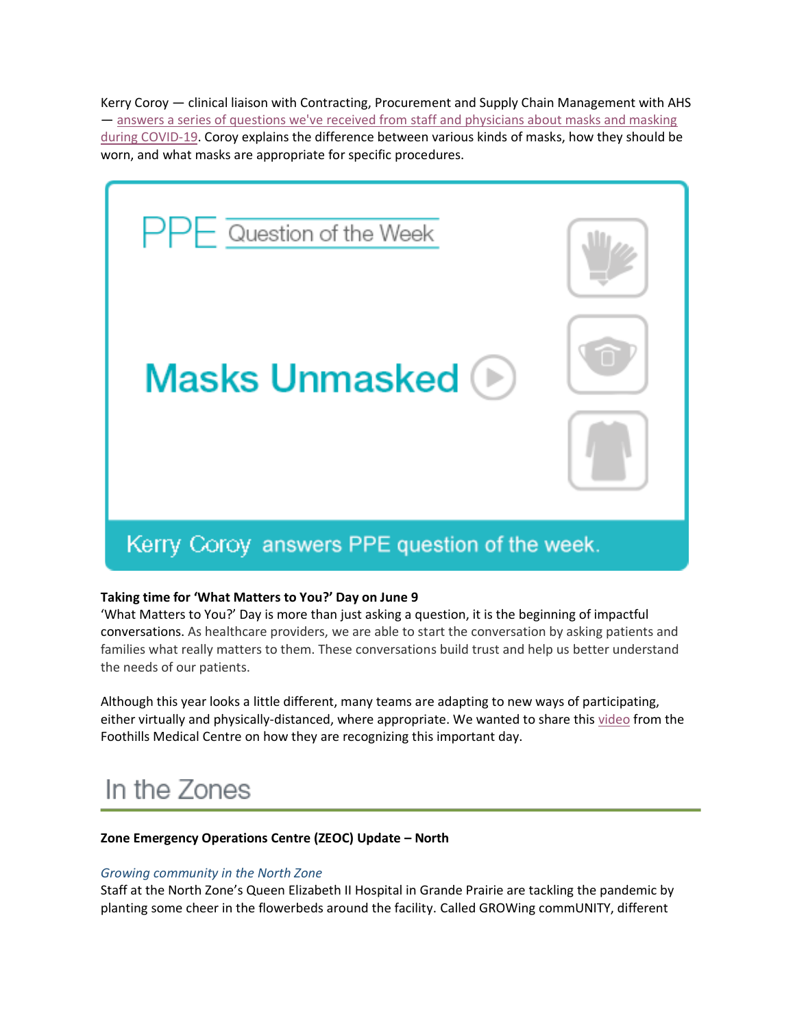Kerry Coroy — clinical liaison with Contracting, Procurement and Supply Chain Management with AHS — answers a series of questions we've received from staff and physicians about masks and masking during COVID-19. Coroy explains the difference between various kinds of masks, how they should be worn, and what masks are appropriate for specific procedures.

PPE Question of the Week

Masks Unmasked

Kerry Coroy answers PPE question of the week.

**Taking time for 'What Matters to You?' Day on June 9**

'What Matters to You?' Day is more than just asking a question, it is the beginning of impactful conversations. As healthcare providers, we are able to start the conversation by asking patients and families what really matters to them. These conversations build trust and help us better understand the needs of our patients.

Although this year looks a little different, many teams are adapting to new ways of participating, either virtually and physically-distanced, where appropriate. We wanted to share this video from the Foothills Medical Centre on how they are recognizing this important day.

# In the Zones

**Zone Emergency Operations Centre (ZEOC) Update – North**

*Growing community in the North Zone*

Staff at the North Zone's Queen Elizabeth II Hospital in Grande Prairie are tackling the pandemic by planting some cheer in the flowerbeds around the facility. Called GROWing commUNITY, different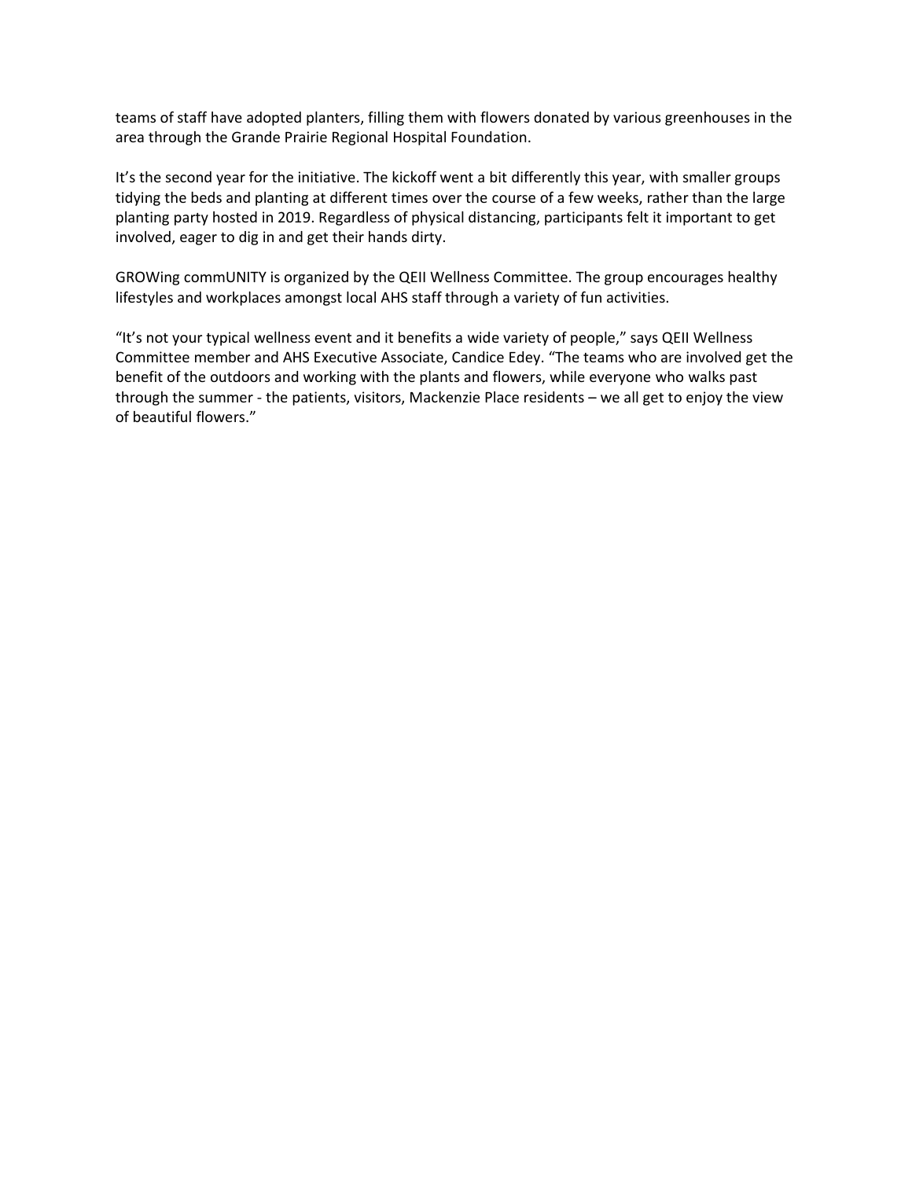teams of staff have adopted planters, filling them with flowers donated by various greenhouses in the area through the Grande Prairie Regional Hospital Foundation.

It's the second year for the initiative. The kickoff went a bit differently this year, with smaller groups tidying the beds and planting at different times over the course of a few weeks, rather than the large planting party hosted in 2019. Regardless of physical distancing, participants felt it important to get involved, eager to dig in and get their hands dirty.

GROWing commUNITY is organized by the QEII Wellness Committee. The group encourages healthy lifestyles and workplaces amongst local AHS staff through a variety of fun activities.

"It's not your typical wellness event and it benefits a wide variety of people," says QEII Wellness Committee member and AHS Executive Associate, Candice Edey. "The teams who are involved get the benefit of the outdoors and working with the plants and flowers, while everyone who walks past through the summer - the patients, visitors, Mackenzie Place residents – we all get to enjoy the view of beautiful flowers."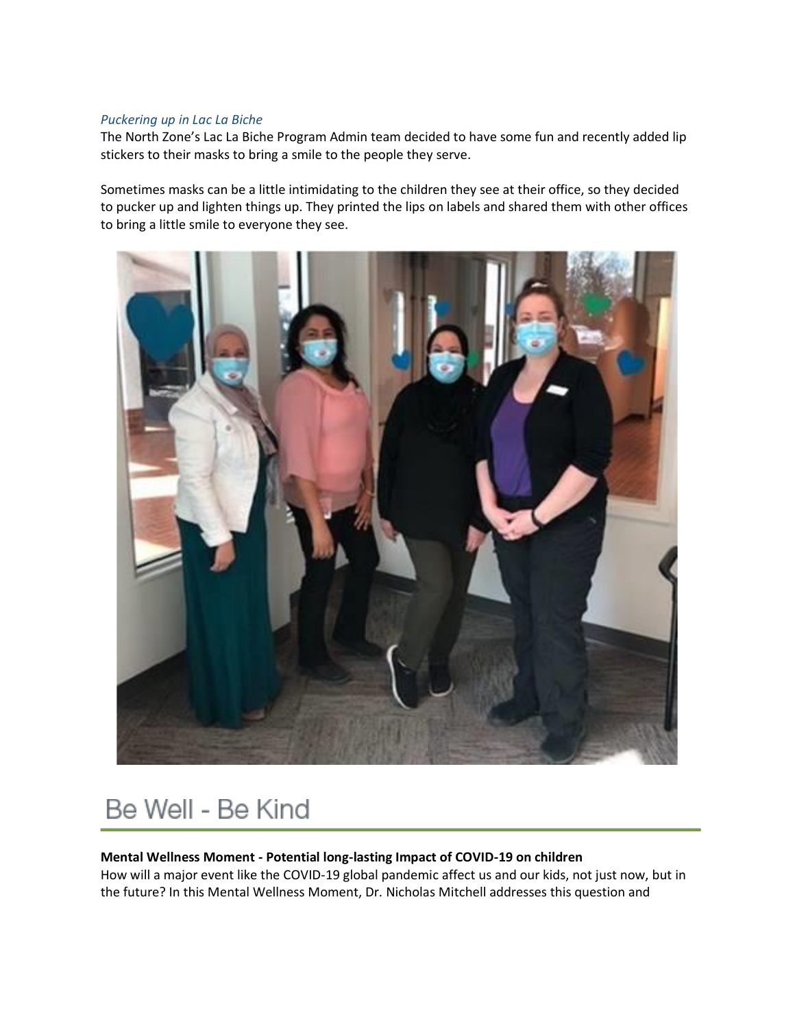*Puckering up in Lac La Biche*

The North Zone's Lac La Biche Program Admin team decided to have some fun and recently added lip stickers to their masks to bring a smile to the people they serve.

Sometimes masks can be a little intimidating to the children they see at their office, so they decided to pucker up and lighten things up. They printed the lips on labels and shared them with other offices to bring a little smile to everyone they see.

# Be Well - Be Kind

**Mental Wellness Moment - Potential long-lasting Impact of COVID-19 on children**

How will a major event like the COVID-19 global pandemic affect us and our kids, not just now, but in the future? In this Mental Wellness Moment, Dr. Nicholas Mitchell addresses this question and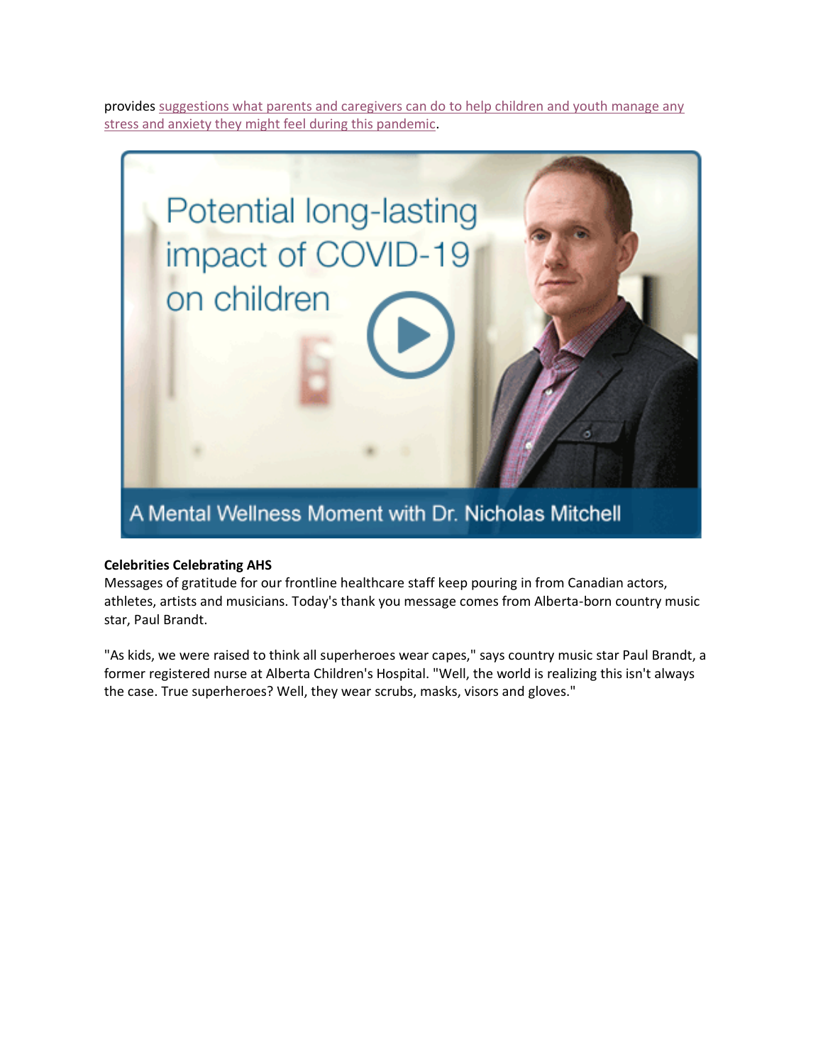provides suggestions what parents and caregivers can do to help children and youth manage any stress and anxiety they might feel during this pandemic.

Potential long-lasting impact of COVID-19 on children

A Mental Wellness Moment with Dr. Nicholas Mitchell

**Celebrities Celebrating AHS**

Messages of gratitude for our frontline healthcare staff keep pouring in from Canadian actors, athletes, artists and musicians. Today's thank you message comes from Alberta-born country music star, Paul Brandt.

"As kids, we were raised to think all superheroes wear capes," says country music star Paul Brandt, a former registered nurse at Alberta Children's Hospital. "Well, the world is realizing this isn't always the case. True superheroes? Well, they wear scrubs, masks, visors and gloves."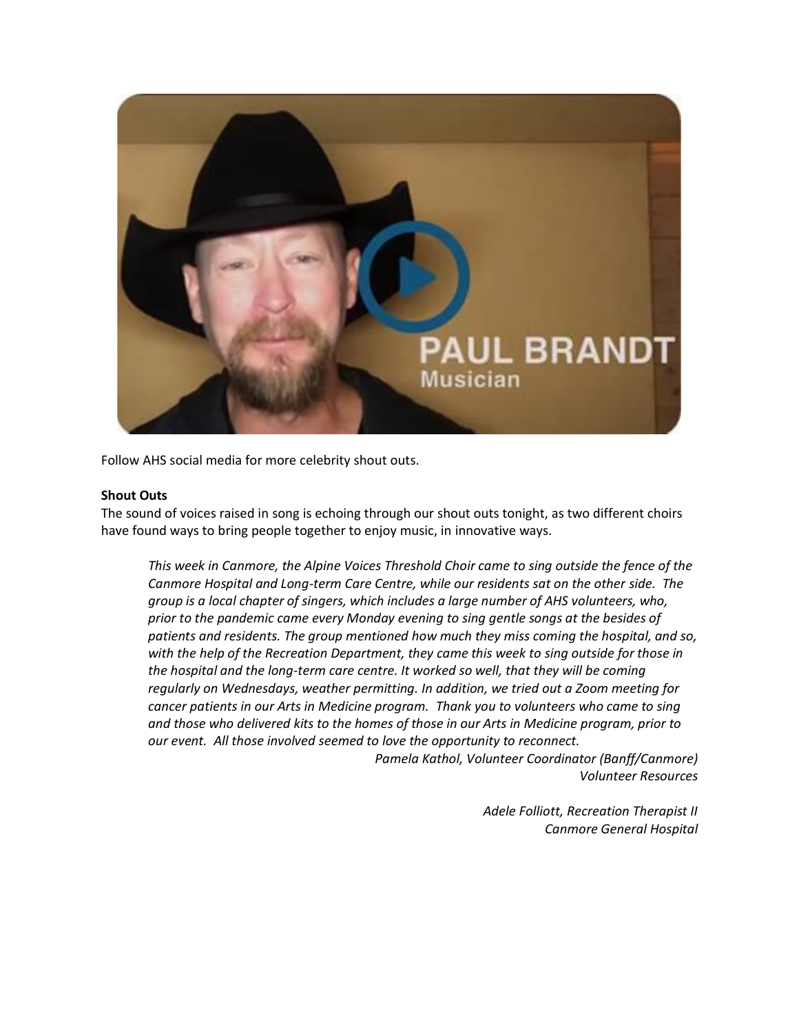Follow AHS social media for more celebrity shout outs.

**Shout Outs**

The sound of voices raised in song is echoing through our shout outs tonight, as two different choirs have found ways to bring people together to enjoy music, in innovative ways.

> *This week in Canmore, the Alpine Voices Threshold Choir came to sing outside the fence of the Canmore Hospital and Long-term Care Centre, while our residents sat on the other side. The group is a local chapter of singers, which includes a large number of AHS volunteers, who, prior to the pandemic came every Monday evening to sing gentle songs at the besides of patients and residents. The group mentioned how much they miss coming the hospital, and so, with the help of the Recreation Department, they came this week to sing outside for those in the hospital and the long-term care centre. It worked so well, that they will be coming regularly on Wednesdays, weather permitting. In addition, we tried out a Zoom meeting for cancer patients in our Arts in Medicine program. Thank you to volunteers who came to sing and those who delivered kits to the homes of those in our Arts in Medicine program, prior to our event. All those involved seemed to love the opportunity to reconnect.*
>
> *Pamela Kathol, Volunteer Coordinator (Banff/Canmore)*
> *Volunteer Resources*
>
> *Adele Folliott, Recreation Therapist II*
> *Canmore General Hospital*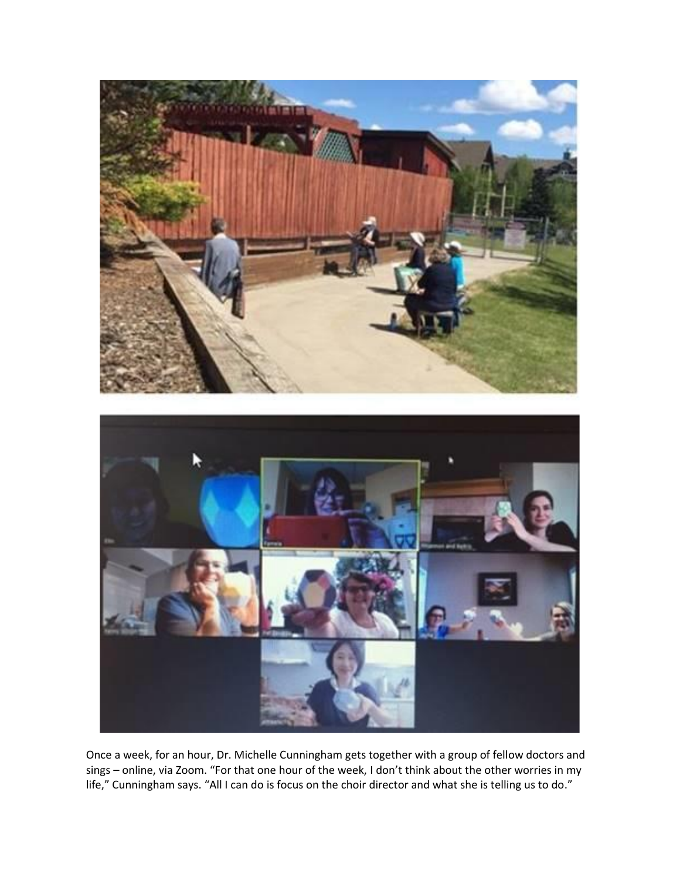Once a week, for an hour, Dr. Michelle Cunningham gets together with a group of fellow doctors and sings – online, via Zoom. “For that one hour of the week, I don’t think about the other worries in my life,” Cunningham says. “All I can do is focus on the choir director and what she is telling us to do.”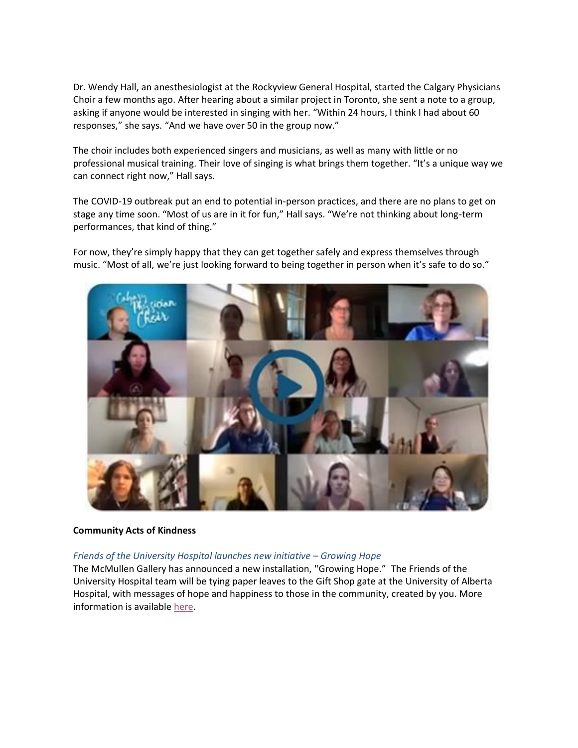Dr. Wendy Hall, an anesthesiologist at the Rockyview General Hospital, started the Calgary Physicians Choir a few months ago. After hearing about a similar project in Toronto, she sent a note to a group, asking if anyone would be interested in singing with her. “Within 24 hours, I think I had about 60 responses,” she says. “And we have over 50 in the group now.”

The choir includes both experienced singers and musicians, as well as many with little or no professional musical training. Their love of singing is what brings them together. “It’s a unique way we can connect right now,” Hall says.

The COVID-19 outbreak put an end to potential in-person practices, and there are no plans to get on stage any time soon. “Most of us are in it for fun,” Hall says. “We’re not thinking about long-term performances, that kind of thing.”

For now, they’re simply happy that they can get together safely and express themselves through music. “Most of all, we’re just looking forward to being together in person when it’s safe to do so.”

**Community Acts of Kindness**

*Friends of the University Hospital launches new initiative – Growing Hope*

The McMullen Gallery has announced a new installation, "Growing Hope." The Friends of the University Hospital team will be tying paper leaves to the Gift Shop gate at the University of Alberta Hospital, with messages of hope and happiness to those in the community, created by you. More information is available here.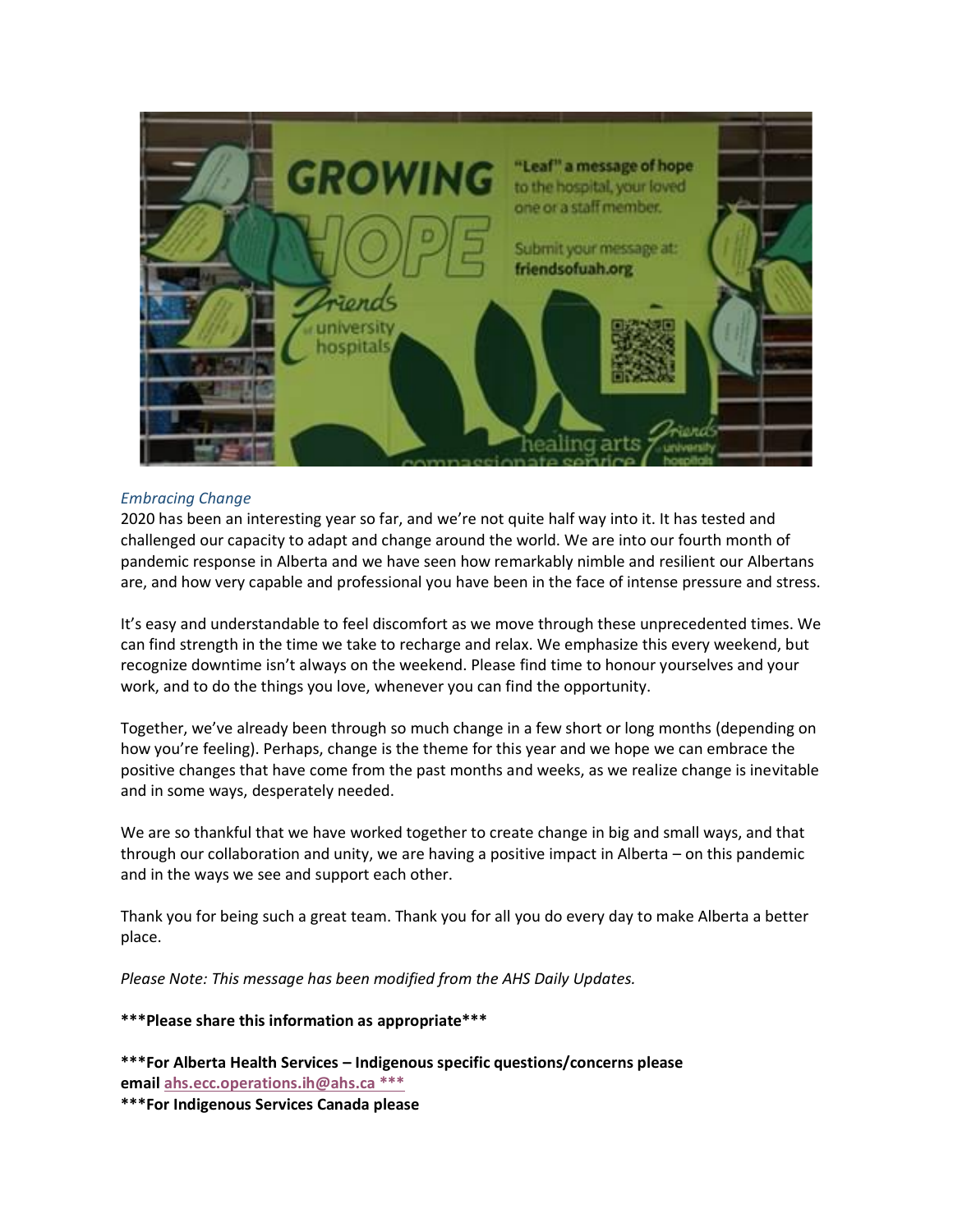*Embracing Change*

2020 has been an interesting year so far, and we're not quite half way into it. It has tested and challenged our capacity to adapt and change around the world. We are into our fourth month of pandemic response in Alberta and we have seen how remarkably nimble and resilient our Albertans are, and how very capable and professional you have been in the face of intense pressure and stress.

It's easy and understandable to feel discomfort as we move through these unprecedented times. We can find strength in the time we take to recharge and relax. We emphasize this every weekend, but recognize downtime isn't always on the weekend. Please find time to honour yourselves and your work, and to do the things you love, whenever you can find the opportunity.

Together, we've already been through so much change in a few short or long months (depending on how you're feeling). Perhaps, change is the theme for this year and we hope we can embrace the positive changes that have come from the past months and weeks, as we realize change is inevitable and in some ways, desperately needed.

We are so thankful that we have worked together to create change in big and small ways, and that through our collaboration and unity, we are having a positive impact in Alberta – on this pandemic and in the ways we see and support each other.

Thank you for being such a great team. Thank you for all you do every day to make Alberta a better place.

*Please Note: This message has been modified from the AHS Daily Updates.*

**\*\*\*Please share this information as appropriate\*\*\***

**\*\*\*For Alberta Health Services – Indigenous specific questions/concerns please email ahs.ecc.operations.ih@ahs.ca \*\*\***

**\*\*\*For Indigenous Services Canada please**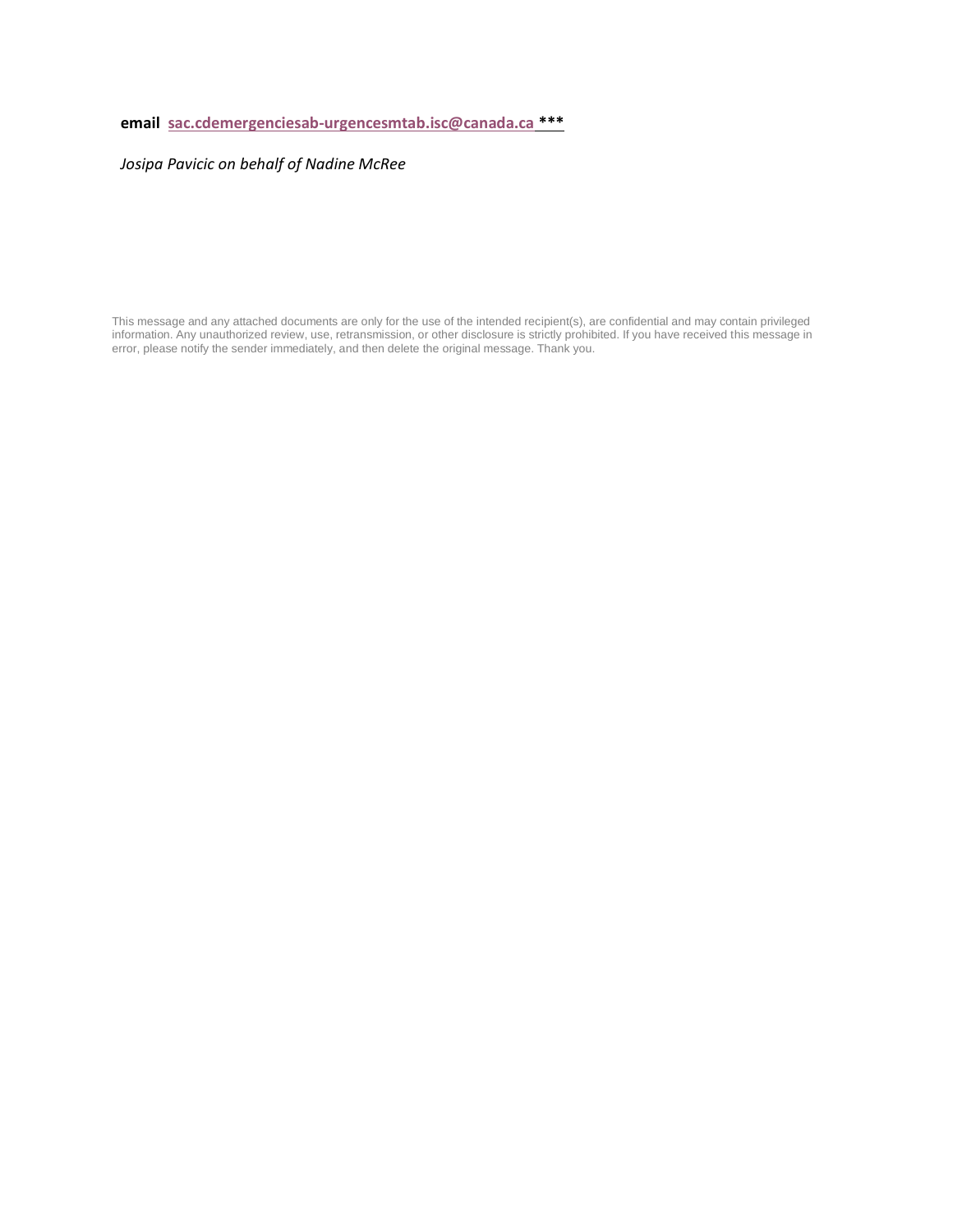**email** **sac.cdemergenciesab-urgencesmtab.isc@canada.ca \*\*\***

*Josipa Pavicic on behalf of Nadine McRee*

This message and any attached documents are only for the use of the intended recipient(s), are confidential and may contain privileged information. Any unauthorized review, use, retransmission, or other disclosure is strictly prohibited. If you have received this message in error, please notify the sender immediately, and then delete the original message. Thank you.